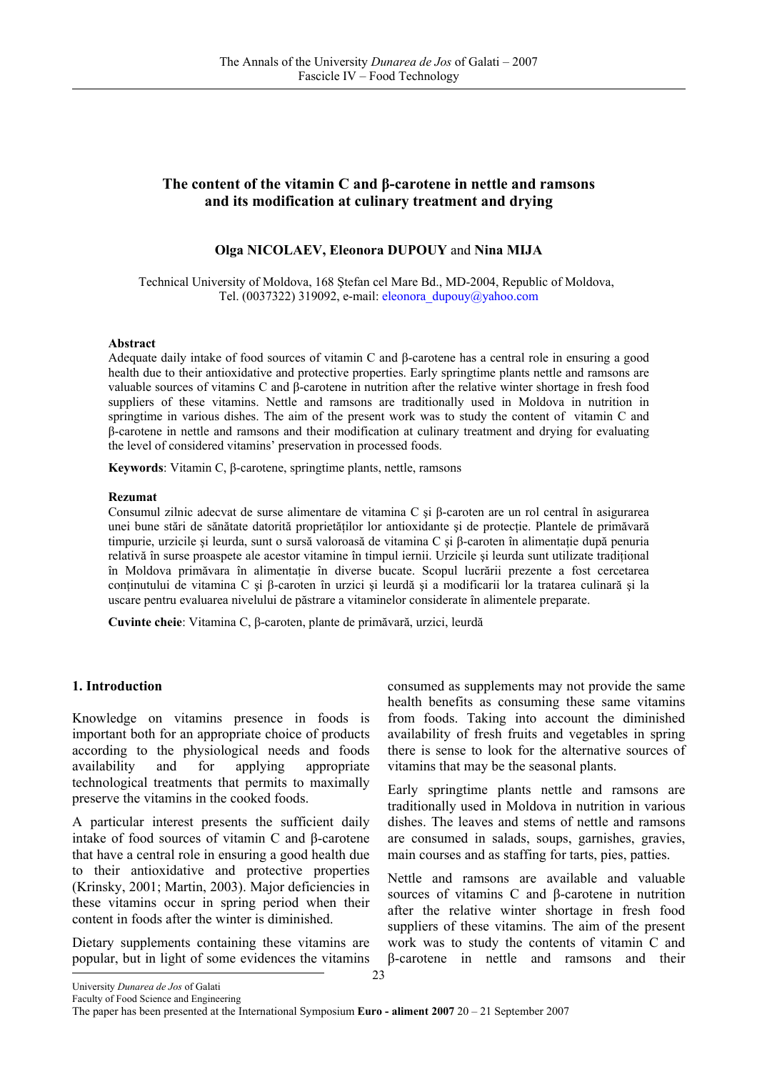# The content of the vitamin C and β-carotene in nettle and ramsons and its modification at culinary treatment and drying

**Olga NICOLAEV, Eleonora DUPOUY** and **Nina MIJA**

Technical University of Moldova, 168 Ştefan cel Mare Bd., MD-2004, Republic of Moldova, Tel. (0037322) 319092, e-mail: eleonora_dupouy@yahoo.com

### Abstract

Adequate daily intake of food sources of vitamin C and β-carotene has a central role in ensuring a good health due to their antioxidative and protective properties. Early springtime plants nettle and ramsons are valuable sources of vitamins C and β-carotene in nutrition after the relative winter shortage in fresh food suppliers of these vitamins. Nettle and ramsons are traditionally used in Moldova in nutrition in springtime in various dishes. The aim of the present work was to study the content of vitamin C and β-carotene in nettle and ramsons and their modification at culinary treatment and drying for evaluating the level of considered vitamins' preservation in processed foods.

**Keywords**: Vitamin C, β-carotene, springtime plants, nettle, ramsons

### Rezumat

Consumul zilnic adecvat de surse alimentare de vitamina C şi β-caroten are un rol central în asigurarea unei bune stări de sănătate datorită proprietăţilor lor antioxidante şi de protecţie. Plantele de primăvară timpurie, urzicile şi leurda, sunt o sursă valoroasă de vitamina C şi β-caroten în alimentaţie după penuria relativă în surse proaspete ale acestor vitamine în timpul iernii. Urzicile şi leurda sunt utilizate tradiţional în Moldova primăvara în alimentaţie în diverse bucate. Scopul lucrării prezente a fost cercetarea conţinutului de vitamina C şi β-caroten în urzici şi leurdă şi a modificarii lor la tratarea culinară şi la uscare pentru evaluarea nivelului de păstrare a vitaminelor considerate în alimentele preparate.

**Cuvinte cheie**: Vitamina C, β-caroten, plante de primăvară, urzici, leurdă

## 1. Introduction

Knowledge on vitamins presence in foods is important both for an appropriate choice of products according to the physiological needs and foods availability and for applying appropriate technological treatments that permits to maximally preserve the vitamins in the cooked foods.

A particular interest presents the sufficient daily intake of food sources of vitamin C and β-carotene that have a central role in ensuring a good health due to their antioxidative and protective properties (Krinsky, 2001; Martin, 2003). Major deficiencies in these vitamins occur in spring period when their content in foods after the winter is diminished.

Dietary supplements containing these vitamins are popular, but in light of some evidences the vitamins consumed as supplements may not provide the same health benefits as consuming these same vitamins from foods. Taking into account the diminished availability of fresh fruits and vegetables in spring there is sense to look for the alternative sources of vitamins that may be the seasonal plants.

Early springtime plants nettle and ramsons are traditionally used in Moldova in nutrition in various dishes. The leaves and stems of nettle and ramsons are consumed in salads, soups, garnishes, gravies, main courses and as staffing for tarts, pies, patties.

Nettle and ramsons are available and valuable sources of vitamins C and β-carotene in nutrition after the relative winter shortage in fresh food suppliers of these vitamins. The aim of the present work was to study the contents of vitamin C and β-carotene in nettle and ramsons and their

University *Dunarea de Jos* of Galati
Faculty of Food Science and Engineering
The paper has been presented at the International Symposium **Euro - aliment 2007** 20 – 21 September 2007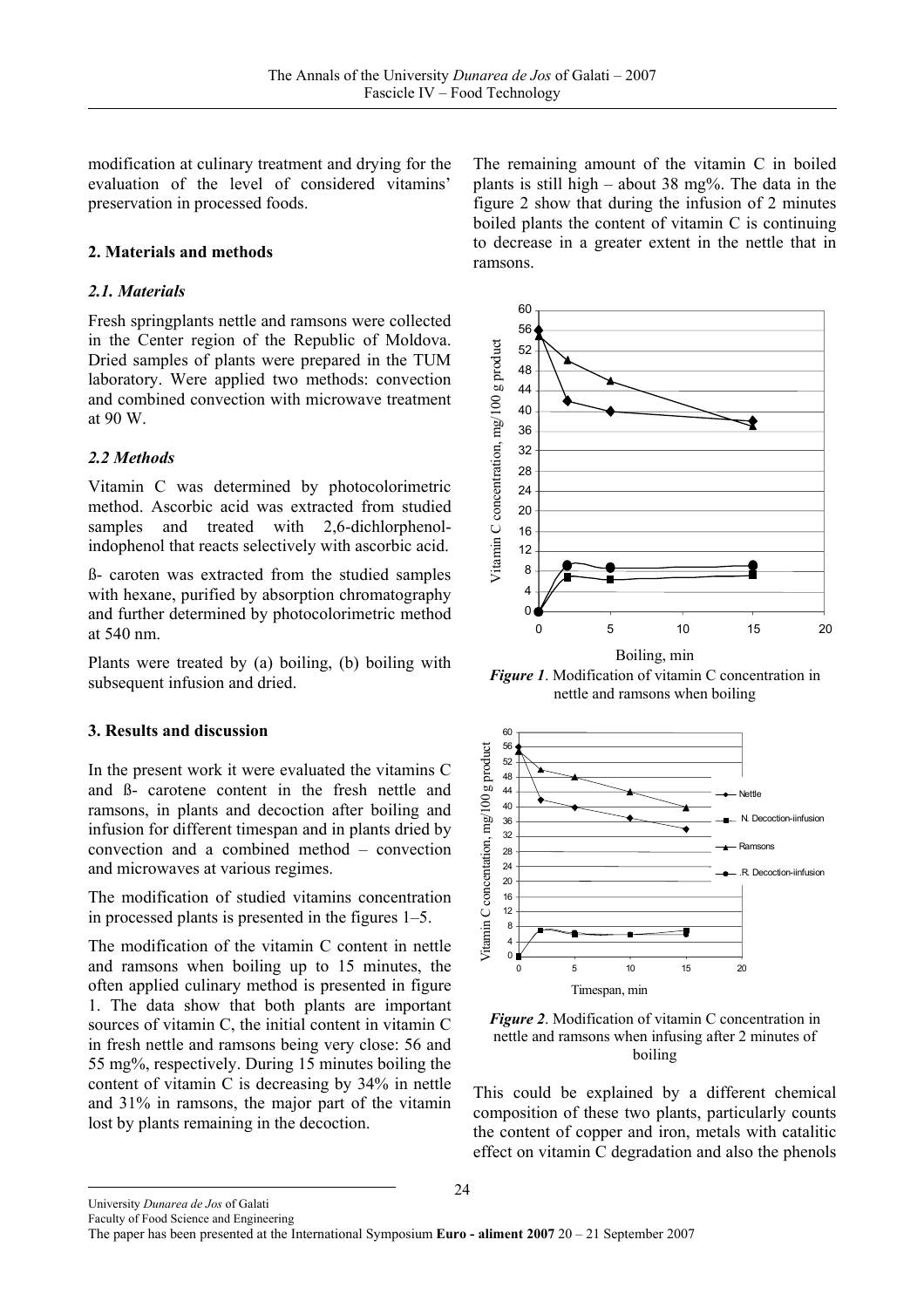modification at culinary treatment and drying for the evaluation of the level of considered vitamins' preservation in processed foods.

## 2. Materials and methods

### *2.1. Materials*

Fresh springplants nettle and ramsons were collected in the Center region of the Republic of Moldova. Dried samples of plants were prepared in the TUM laboratory. Were applied two methods: convection and combined convection with microwave treatment at 90 W.

### *2.2 Methods*

Vitamin C was determined by photocolorimetric method. Ascorbic acid was extracted from studied samples and treated with 2,6-dichlorphenol-indophenol that reacts selectively with ascorbic acid.

ß- caroten was extracted from the studied samples with hexane, purified by absorption chromatography and further determined by photocolorimetric method at 540 nm.

Plants were treated by (a) boiling, (b) boiling with subsequent infusion and dried.

## 3. Results and discussion

In the present work it were evaluated the vitamins C and ß- carotene content in the fresh nettle and ramsons, in plants and decoction after boiling and infusion for different timespan and in plants dried by convection and a combined method – convection and microwaves at various regimes.

The modification of studied vitamins concentration in processed plants is presented in the figures 1–5.

The modification of the vitamin C content in nettle and ramsons when boiling up to 15 minutes, the often applied culinary method is presented in figure 1. The data show that both plants are important sources of vitamin C, the initial content in vitamin C in fresh nettle and ramsons being very close: 56 and 55 mg%, respectively. During 15 minutes boiling the content of vitamin C is decreasing by 34% in nettle and 31% in ramsons, the major part of the vitamin lost by plants remaining in the decoction.

The remaining amount of the vitamin C in boiled plants is still high – about 38 mg%. The data in the figure 2 show that during the infusion of 2 minutes boiled plants the content of vitamin C is continuing to decrease in a greater extent in the nettle that in ramsons.

*Figure 1*. Modification of vitamin C concentration in nettle and ramsons when boiling

*Figure 2*. Modification of vitamin C concentration in nettle and ramsons when infusing after 2 minutes of boiling

This could be explained by a different chemical composition of these two plants, particularly counts the content of copper and iron, metals with catalitic effect on vitamin C degradation and also the phenols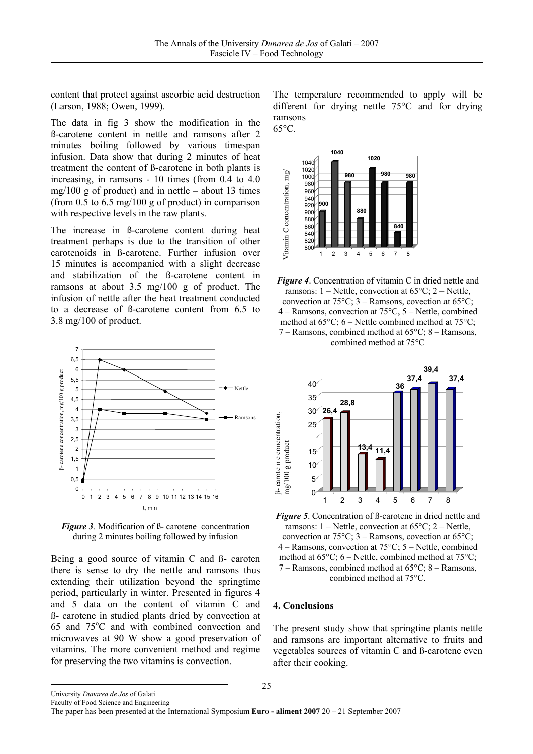content that protect against ascorbic acid destruction (Larson, 1988; Owen, 1999).

The data in fig 3 show the modification in the ß-carotene content in nettle and ramsons after 2 minutes boiling followed by various timespan infusion. Data show that during 2 minutes of heat treatment the content of ß-carotene in both plants is increasing, in ramsons - 10 times (from 0.4 to 4.0 mg/100 g of product) and in nettle – about 13 times (from 0.5 to 6.5 mg/100 g of product) in comparison with respective levels in the raw plants.

The increase in ß-carotene content during heat treatment perhaps is due to the transition of other carotenoids in ß-carotene. Further infusion over 15 minutes is accompanied with a slight decrease and stabilization of the ß-carotene content in ramsons at about 3.5 mg/100 g of product. The infusion of nettle after the heat treatment conducted to a decrease of ß-carotene content from 6.5 to 3.8 mg/100 of product.

***Figure 3***. Modification of ß- carotene concentration during 2 minutes boiling followed by infusion

Being a good source of vitamin C and ß- caroten there is sense to dry the nettle and ramsons thus extending their utilization beyond the springtime period, particularly in winter. Presented in figures 4 and 5 data on the content of vitamin C and ß- carotene in studied plants dried by convection at 65 and 75°C and with combined convection and microwaves at 90 W show a good preservation of vitamins. The more convenient method and regime for preserving the two vitamins is convection.

The temperature recommended to apply will be different for drying nettle 75°C and for drying ramsons 65°C.

***Figure 4***. Concentration of vitamin C in dried nettle and ramsons: 1 – Nettle, convection at 65°C; 2 – Nettle, convection at 75°C; 3 – Ramsons, covection at 65°C; 4 – Ramsons, convection at 75°C, 5 – Nettle, combined method at 65°C; 6 – Nettle combined method at 75°C; 7 – Ramsons, combined method at 65°C; 8 – Ramsons, combined method at 75°C

***Figure 5***. Concentration of ß-carotene in dried nettle and ramsons: 1 – Nettle, convection at 65°C; 2 – Nettle, convection at 75°C; 3 – Ramsons, covection at 65°C; 4 – Ramsons, convection at 75°C; 5 – Nettle, combined method at 65°C; 6 – Nettle, combined method at 75°C; 7 – Ramsons, combined method at 65°C; 8 – Ramsons, combined method at 75°C.

## 4. Conclusions

The present study show that springtine plants nettle and ramsons are important alternative to fruits and vegetables sources of vitamin C and ß-carotene even after their cooking.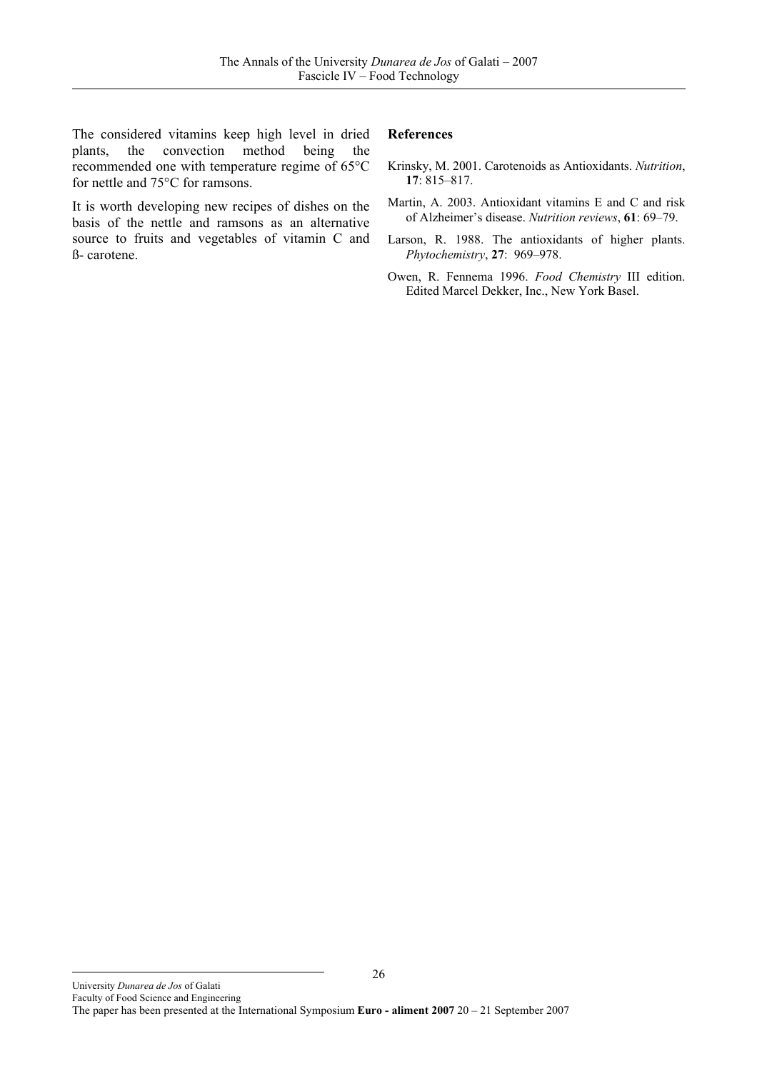The considered vitamins keep high level in dried plants, the convection method being the recommended one with temperature regime of 65°C for nettle and 75°C for ramsons.

It is worth developing new recipes of dishes on the basis of the nettle and ramsons as an alternative source to fruits and vegetables of vitamin C and ß- carotene.

## References

Krinsky, M. 2001. Carotenoids as Antioxidants. *Nutrition*, **17**: 815–817.

Martin, A. 2003. Antioxidant vitamins E and C and risk of Alzheimer's disease. *Nutrition reviews*, **61**: 69–79.

Larson, R. 1988. The antioxidants of higher plants. *Phytochemistry*, **27**: 969–978.

Owen, R. Fennema 1996. *Food Chemistry* III edition. Edited Marcel Dekker, Inc., New York Basel.

University *Dunarea de Jos* of Galati
Faculty of Food Science and Engineering
The paper has been presented at the International Symposium **Euro - aliment 2007** 20 – 21 September 2007